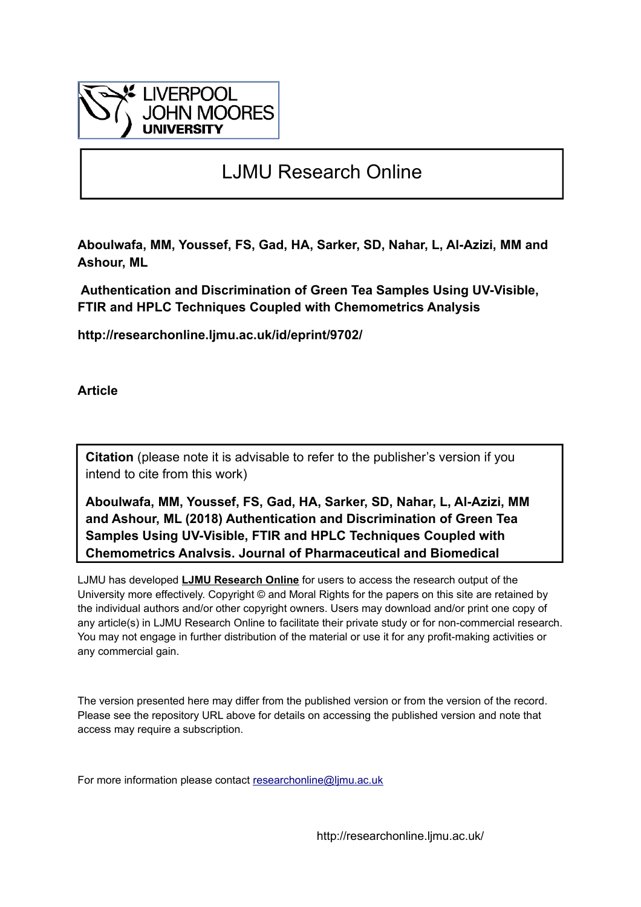LIVERPOOL JOHN MOORES UNIVERSITY

# LJMU Research Online

**Aboulwafa, MM, Youssef, FS, Gad, HA, Sarker, SD, Nahar, L, Al-Azizi, MM and Ashour, ML**

**Authentication and Discrimination of Green Tea Samples Using UV-Visible, FTIR and HPLC Techniques Coupled with Chemometrics Analysis**

**http://researchonline.ljmu.ac.uk/id/eprint/9702/**

**Article**

**Citation** (please note it is advisable to refer to the publisher's version if you intend to cite from this work)

**Aboulwafa, MM, Youssef, FS, Gad, HA, Sarker, SD, Nahar, L, Al-Azizi, MM and Ashour, ML (2018) Authentication and Discrimination of Green Tea Samples Using UV-Visible, FTIR and HPLC Techniques Coupled with Chemometrics Analysis. Journal of Pharmaceutical and Biomedical**

LJMU has developed **LJMU Research Online** for users to access the research output of the University more effectively. Copyright © and Moral Rights for the papers on this site are retained by the individual authors and/or other copyright owners. Users may download and/or print one copy of any article(s) in LJMU Research Online to facilitate their private study or for non-commercial research. You may not engage in further distribution of the material or use it for any profit-making activities or any commercial gain.

The version presented here may differ from the published version or from the version of the record. Please see the repository URL above for details on accessing the published version and note that access may require a subscription.

For more information please contact researchonline@ljmu.ac.uk

http://researchonline.ljmu.ac.uk/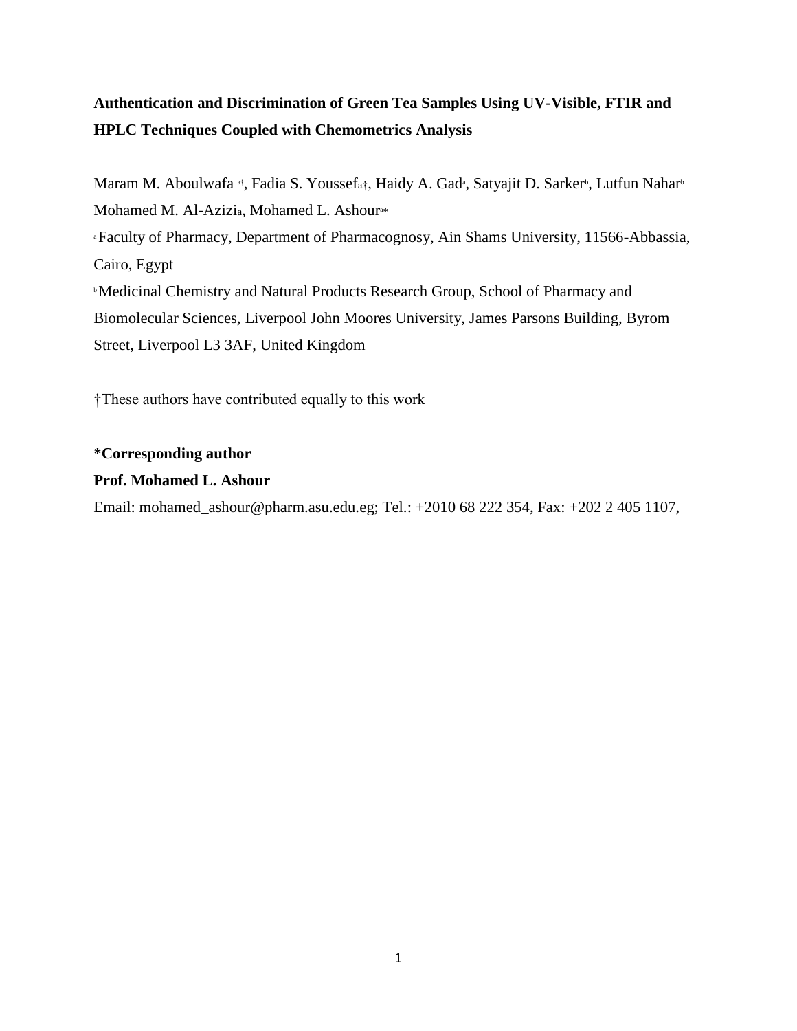**Authentication and Discrimination of Green Tea Samples Using UV-Visible, FTIR and HPLC Techniques Coupled with Chemometrics Analysis**

Maram M. Aboulwafa [a†], Fadia S. Youssef[a†], Haidy A. Gad[a], Satyajit D. Sarker[b], Lutfun Nahar[b] Mohamed M. Al-Azizi[a], Mohamed L. Ashour[a*]

[a] Faculty of Pharmacy, Department of Pharmacognosy, Ain Shams University, 11566-Abbassia, Cairo, Egypt

[b] Medicinal Chemistry and Natural Products Research Group, School of Pharmacy and Biomolecular Sciences, Liverpool John Moores University, James Parsons Building, Byrom Street, Liverpool L3 3AF, United Kingdom

†These authors have contributed equally to this work

**\*Corresponding author**

**Prof. Mohamed L. Ashour**

Email: mohamed_ashour@pharm.asu.edu.eg; Tel.: +2010 68 222 354, Fax: +202 2 405 1107,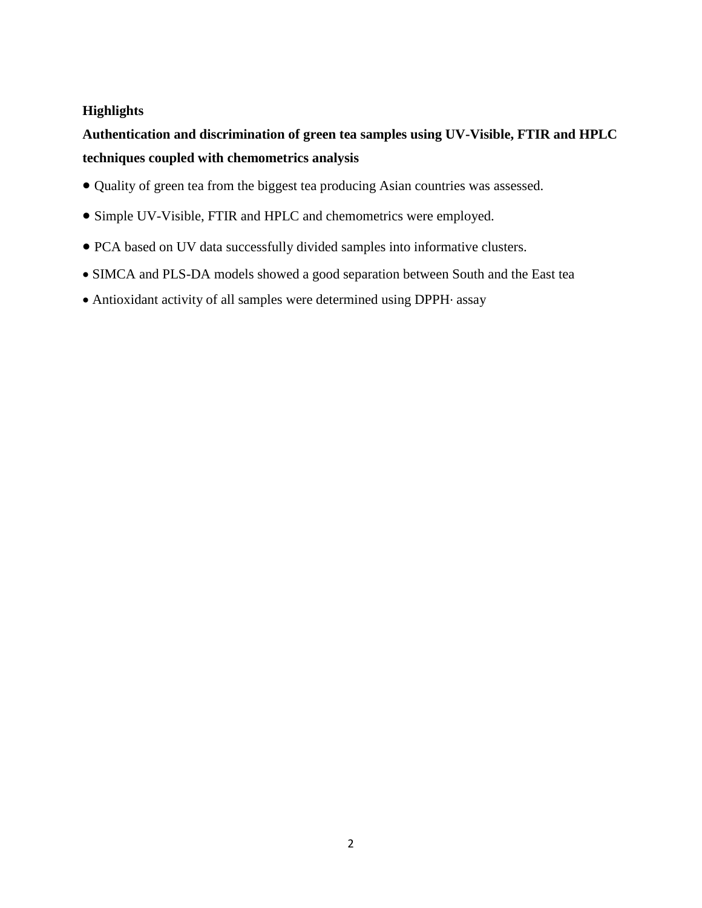## Highlights

**Authentication and discrimination of green tea samples using UV-Visible, FTIR and HPLC techniques coupled with chemometrics analysis**

- Quality of green tea from the biggest tea producing Asian countries was assessed.
- Simple UV-Visible, FTIR and HPLC and chemometrics were employed.
- PCA based on UV data successfully divided samples into informative clusters.
- SIMCA and PLS-DA models showed a good separation between South and the East tea
- Antioxidant activity of all samples were determined using DPPH· assay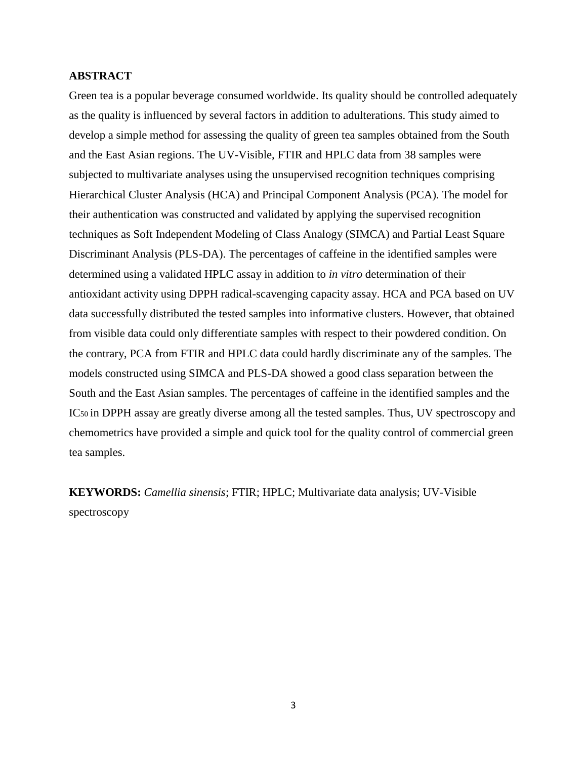## ABSTRACT

Green tea is a popular beverage consumed worldwide. Its quality should be controlled adequately as the quality is influenced by several factors in addition to adulterations. This study aimed to develop a simple method for assessing the quality of green tea samples obtained from the South and the East Asian regions. The UV-Visible, FTIR and HPLC data from 38 samples were subjected to multivariate analyses using the unsupervised recognition techniques comprising Hierarchical Cluster Analysis (HCA) and Principal Component Analysis (PCA). The model for their authentication was constructed and validated by applying the supervised recognition techniques as Soft Independent Modeling of Class Analogy (SIMCA) and Partial Least Square Discriminant Analysis (PLS-DA). The percentages of caffeine in the identified samples were determined using a validated HPLC assay in addition to *in vitro* determination of their antioxidant activity using DPPH radical-scavenging capacity assay. HCA and PCA based on UV data successfully distributed the tested samples into informative clusters. However, that obtained from visible data could only differentiate samples with respect to their powdered condition. On the contrary, PCA from FTIR and HPLC data could hardly discriminate any of the samples. The models constructed using SIMCA and PLS-DA showed a good class separation between the South and the East Asian samples. The percentages of caffeine in the identified samples and the $IC_{50}$ in DPPH assay are greatly diverse among all the tested samples. Thus, UV spectroscopy and chemometrics have provided a simple and quick tool for the quality control of commercial green tea samples.

**KEYWORDS:** *Camellia sinensis*; FTIR; HPLC; Multivariate data analysis; UV-Visible spectroscopy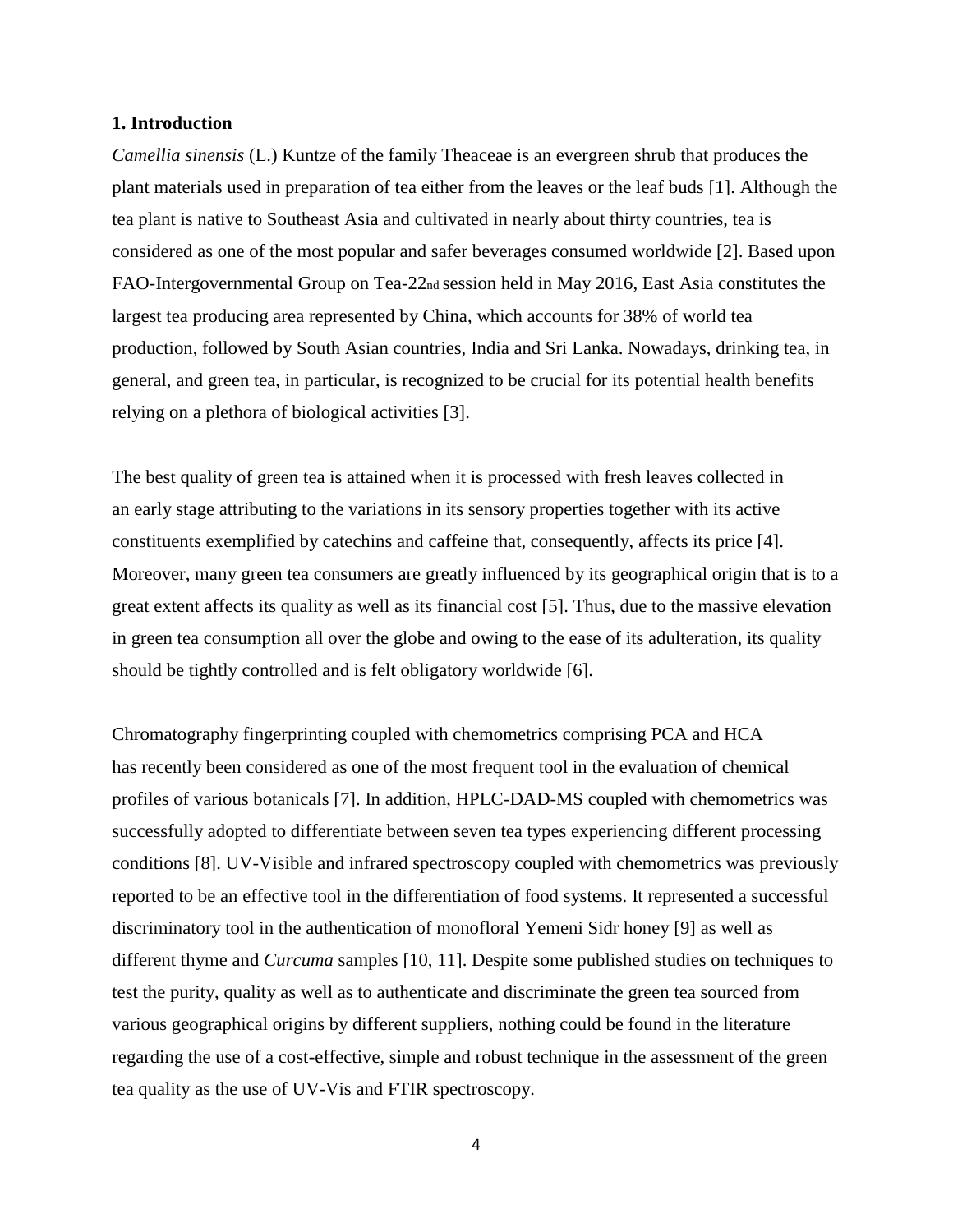## 1. Introduction

*Camellia sinensis* (L.) Kuntze of the family Theaceae is an evergreen shrub that produces the plant materials used in preparation of tea either from the leaves or the leaf buds [1]. Although the tea plant is native to Southeast Asia and cultivated in nearly about thirty countries, tea is considered as one of the most popular and safer beverages consumed worldwide [2]. Based upon FAO-Intergovernmental Group on Tea-22nd session held in May 2016, East Asia constitutes the largest tea producing area represented by China, which accounts for 38% of world tea production, followed by South Asian countries, India and Sri Lanka. Nowadays, drinking tea, in general, and green tea, in particular, is recognized to be crucial for its potential health benefits relying on a plethora of biological activities [3].

The best quality of green tea is attained when it is processed with fresh leaves collected in an early stage attributing to the variations in its sensory properties together with its active constituents exemplified by catechins and caffeine that, consequently, affects its price [4]. Moreover, many green tea consumers are greatly influenced by its geographical origin that is to a great extent affects its quality as well as its financial cost [5]. Thus, due to the massive elevation in green tea consumption all over the globe and owing to the ease of its adulteration, its quality should be tightly controlled and is felt obligatory worldwide [6].

Chromatography fingerprinting coupled with chemometrics comprising PCA and HCA has recently been considered as one of the most frequent tool in the evaluation of chemical profiles of various botanicals [7]. In addition, HPLC-DAD-MS coupled with chemometrics was successfully adopted to differentiate between seven tea types experiencing different processing conditions [8]. UV-Visible and infrared spectroscopy coupled with chemometrics was previously reported to be an effective tool in the differentiation of food systems. It represented a successful discriminatory tool in the authentication of monofloral Yemeni Sidr honey [9] as well as different thyme and *Curcuma* samples [10, 11]. Despite some published studies on techniques to test the purity, quality as well as to authenticate and discriminate the green tea sourced from various geographical origins by different suppliers, nothing could be found in the literature regarding the use of a cost-effective, simple and robust technique in the assessment of the green tea quality as the use of UV-Vis and FTIR spectroscopy.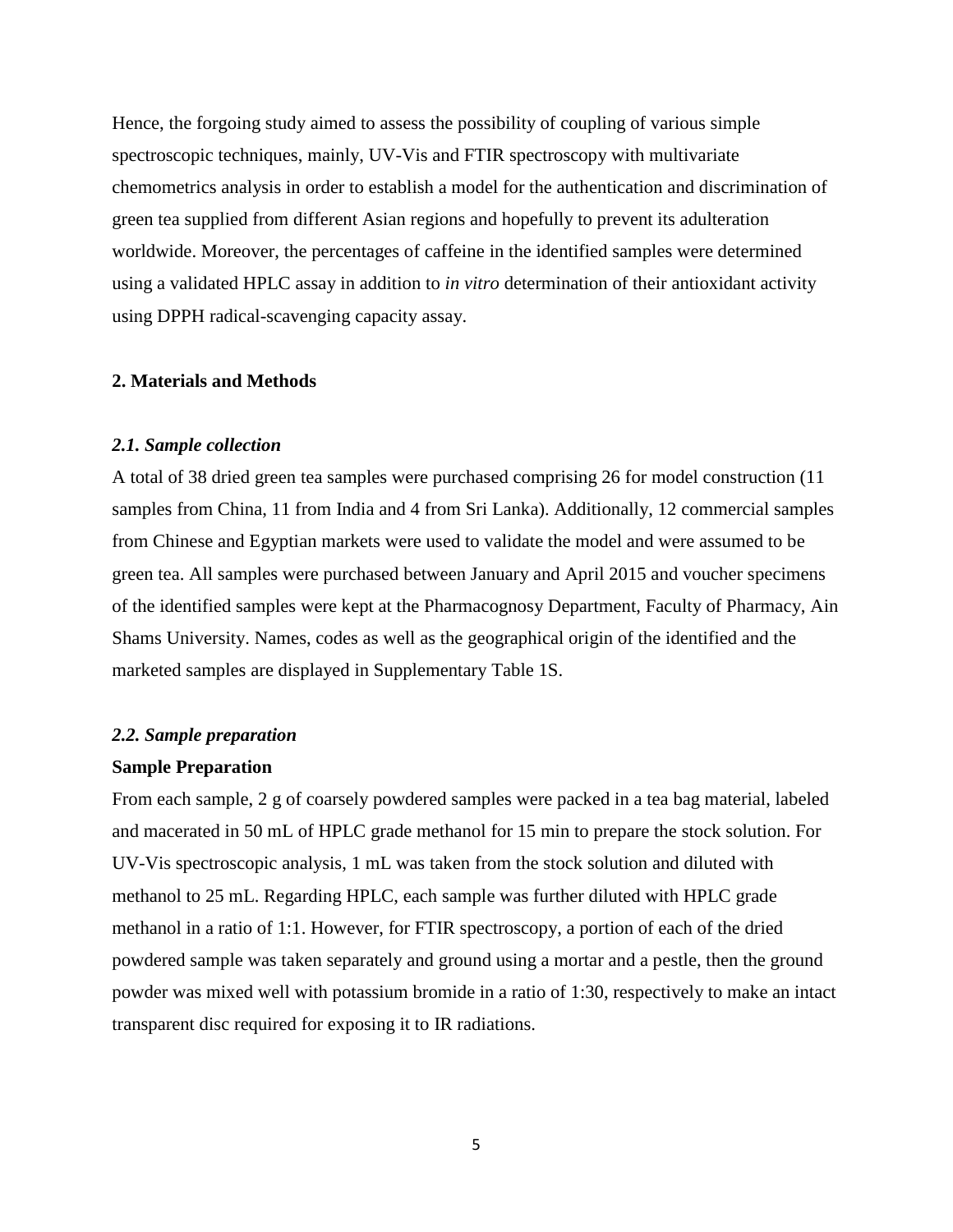Hence, the forgoing study aimed to assess the possibility of coupling of various simple spectroscopic techniques, mainly, UV-Vis and FTIR spectroscopy with multivariate chemometrics analysis in order to establish a model for the authentication and discrimination of green tea supplied from different Asian regions and hopefully to prevent its adulteration worldwide. Moreover, the percentages of caffeine in the identified samples were determined using a validated HPLC assay in addition to *in vitro* determination of their antioxidant activity using DPPH radical-scavenging capacity assay.

## 2. Materials and Methods

### *2.1. Sample collection*

A total of 38 dried green tea samples were purchased comprising 26 for model construction (11 samples from China, 11 from India and 4 from Sri Lanka). Additionally, 12 commercial samples from Chinese and Egyptian markets were used to validate the model and were assumed to be green tea. All samples were purchased between January and April 2015 and voucher specimens of the identified samples were kept at the Pharmacognosy Department, Faculty of Pharmacy, Ain Shams University. Names, codes as well as the geographical origin of the identified and the marketed samples are displayed in Supplementary Table 1S.

### *2.2. Sample preparation*

**Sample Preparation**

From each sample, 2 g of coarsely powdered samples were packed in a tea bag material, labeled and macerated in 50 mL of HPLC grade methanol for 15 min to prepare the stock solution. For UV-Vis spectroscopic analysis, 1 mL was taken from the stock solution and diluted with methanol to 25 mL. Regarding HPLC, each sample was further diluted with HPLC grade methanol in a ratio of 1:1. However, for FTIR spectroscopy, a portion of each of the dried powdered sample was taken separately and ground using a mortar and a pestle, then the ground powder was mixed well with potassium bromide in a ratio of 1:30, respectively to make an intact transparent disc required for exposing it to IR radiations.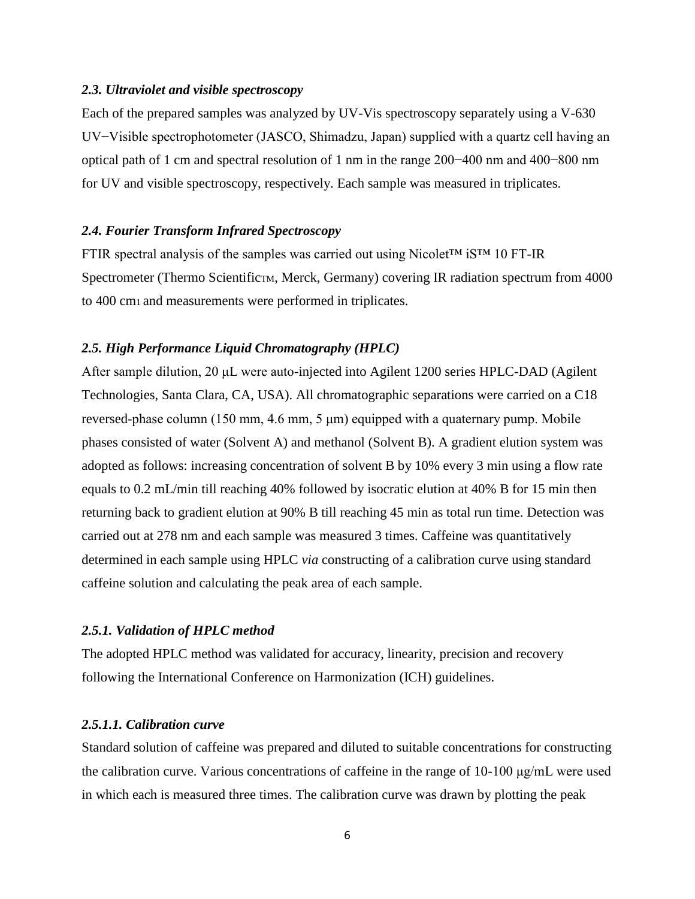### *2.3. Ultraviolet and visible spectroscopy*

Each of the prepared samples was analyzed by UV-Vis spectroscopy separately using a V-630 UV−Visible spectrophotometer (JASCO, Shimadzu, Japan) supplied with a quartz cell having an optical path of 1 cm and spectral resolution of 1 nm in the range 200−400 nm and 400−800 nm for UV and visible spectroscopy, respectively. Each sample was measured in triplicates.

### *2.4. Fourier Transform Infrared Spectroscopy*

FTIR spectral analysis of the samples was carried out using Nicolet™ iS™ 10 FT-IR Spectrometer (Thermo Scientific™, Merck, Germany) covering IR radiation spectrum from 4000 to 400 $cm^{-1}$ and measurements were performed in triplicates.

### *2.5. High Performance Liquid Chromatography (HPLC)*

After sample dilution, 20 μL were auto-injected into Agilent 1200 series HPLC-DAD (Agilent Technologies, Santa Clara, CA, USA). All chromatographic separations were carried on a C18 reversed-phase column (150 mm, 4.6 mm, 5 μm) equipped with a quaternary pump. Mobile phases consisted of water (Solvent A) and methanol (Solvent B). A gradient elution system was adopted as follows: increasing concentration of solvent B by 10% every 3 min using a flow rate equals to 0.2 mL/min till reaching 40% followed by isocratic elution at 40% B for 15 min then returning back to gradient elution at 90% B till reaching 45 min as total run time. Detection was carried out at 278 nm and each sample was measured 3 times. Caffeine was quantitatively determined in each sample using HPLC *via* constructing of a calibration curve using standard caffeine solution and calculating the peak area of each sample.

#### *2.5.1. Validation of HPLC method*

The adopted HPLC method was validated for accuracy, linearity, precision and recovery following the International Conference on Harmonization (ICH) guidelines.

##### *2.5.1.1. Calibration curve*

Standard solution of caffeine was prepared and diluted to suitable concentrations for constructing the calibration curve. Various concentrations of caffeine in the range of 10-100 μg/mL were used in which each is measured three times. The calibration curve was drawn by plotting the peak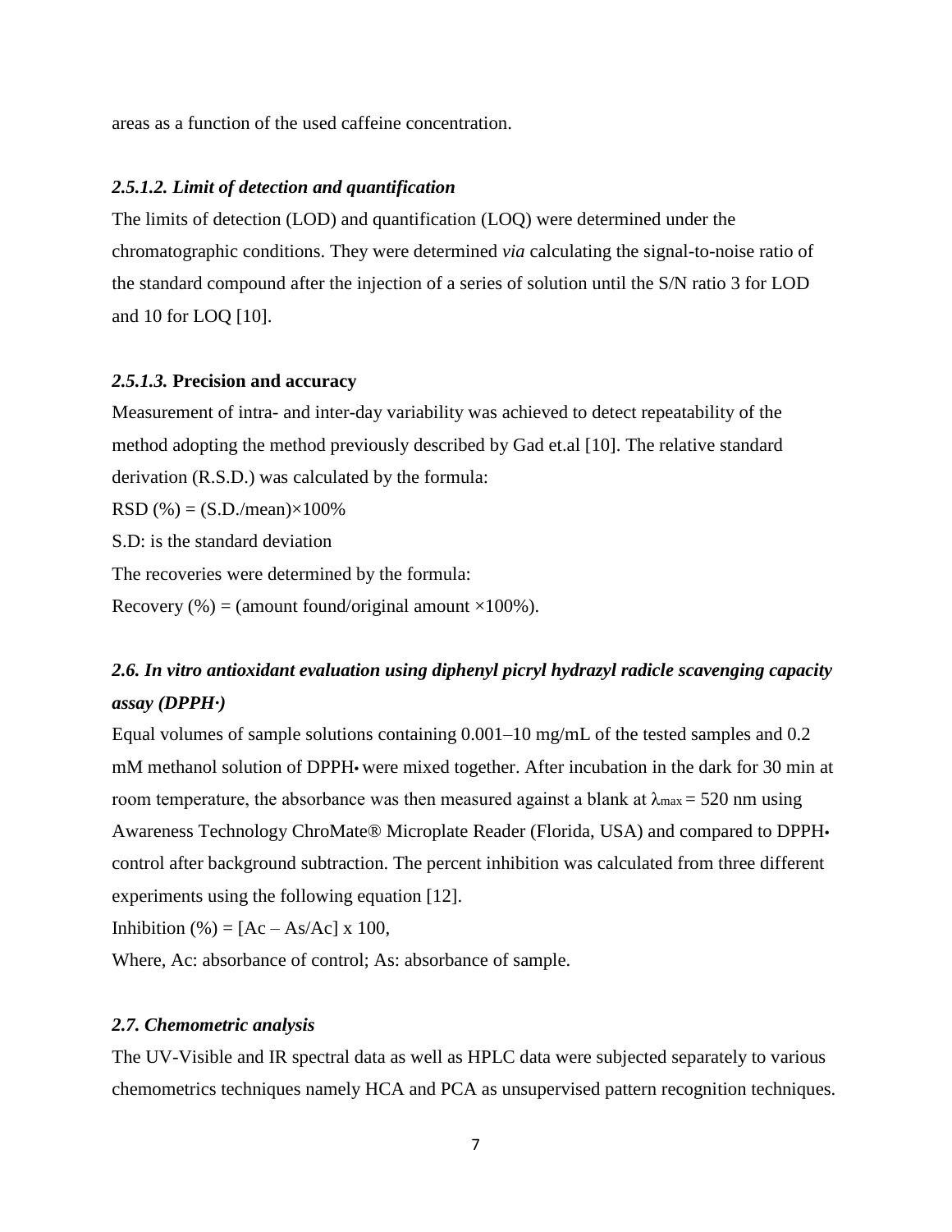areas as a function of the used caffeine concentration.

#### *2.5.1.2. Limit of detection and quantification*

The limits of detection (LOD) and quantification (LOQ) were determined under the chromatographic conditions. They were determined *via* calculating the signal-to-noise ratio of the standard compound after the injection of a series of solution until the S/N ratio 3 for LOD and 10 for LOQ [10].

#### *2.5.1.3.* **Precision and accuracy**

Measurement of intra- and inter-day variability was achieved to detect repeatability of the method adopting the method previously described by Gad et.al [10]. The relative standard derivation (R.S.D.) was calculated by the formula:

RSD (%) = (S.D./mean)×100%

S.D: is the standard deviation

The recoveries were determined by the formula:

Recovery (%) = (amount found/original amount ×100%).

### *2.6. In vitro antioxidant evaluation using diphenyl picryl hydrazyl radicle scavenging capacity assay (DPPH·)*

Equal volumes of sample solutions containing 0.001–10 mg/mL of the tested samples and 0.2 mM methanol solution of DPPH• were mixed together. After incubation in the dark for 30 min at room temperature, the absorbance was then measured against a blank at $\lambda_{max}$ = 520 nm using Awareness Technology ChroMate® Microplate Reader (Florida, USA) and compared to DPPH• control after background subtraction. The percent inhibition was calculated from three different experiments using the following equation [12].

Inhibition (%) = [Ac – As/Ac] x 100,

Where, Ac: absorbance of control; As: absorbance of sample.

### *2.7. Chemometric analysis*

The UV-Visible and IR spectral data as well as HPLC data were subjected separately to various chemometrics techniques namely HCA and PCA as unsupervised pattern recognition techniques.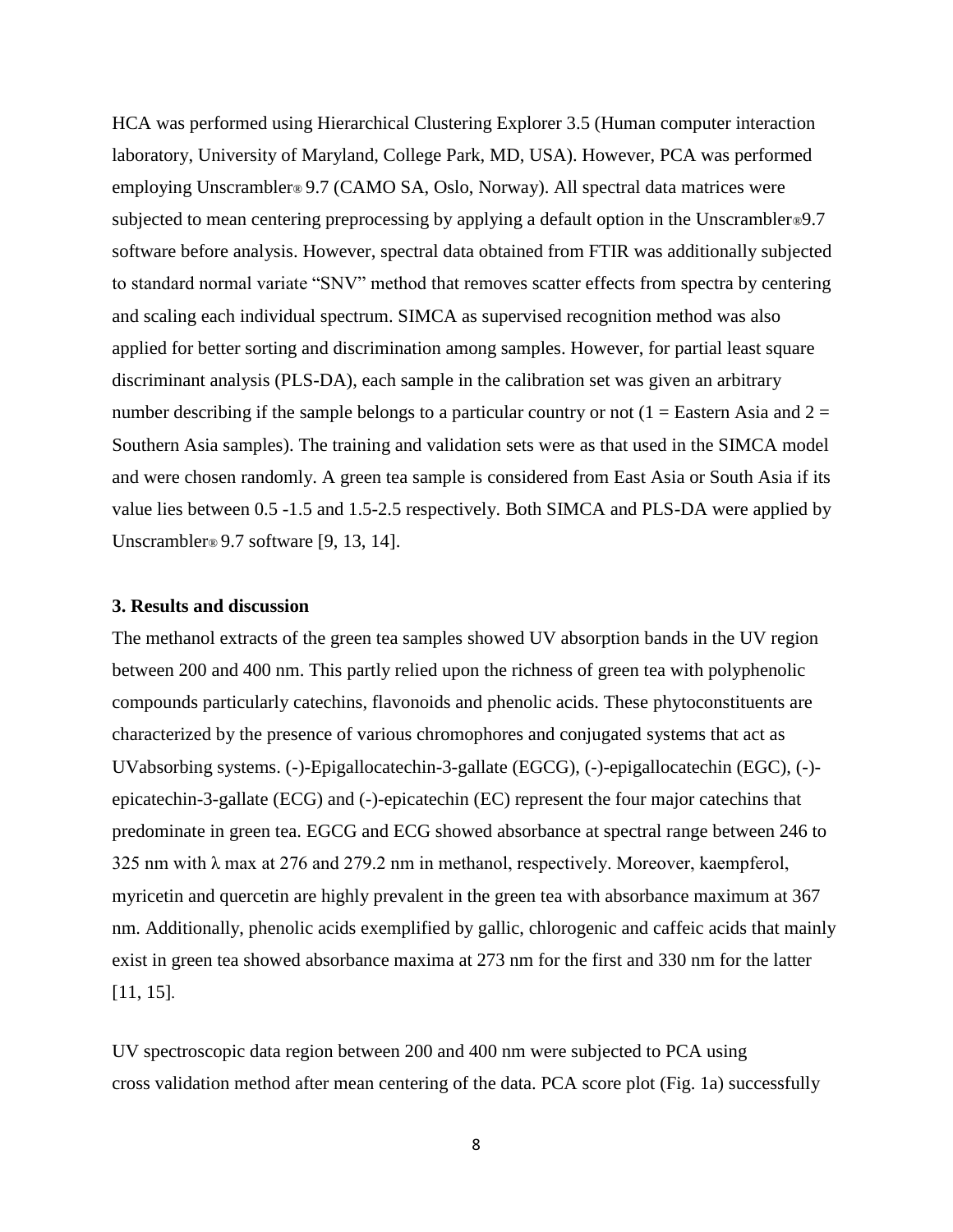HCA was performed using Hierarchical Clustering Explorer 3.5 (Human computer interaction laboratory, University of Maryland, College Park, MD, USA). However, PCA was performed employing Unscrambler® 9.7 (CAMO SA, Oslo, Norway). All spectral data matrices were subjected to mean centering preprocessing by applying a default option in the Unscrambler®9.7 software before analysis. However, spectral data obtained from FTIR was additionally subjected to standard normal variate "SNV" method that removes scatter effects from spectra by centering and scaling each individual spectrum. SIMCA as supervised recognition method was also applied for better sorting and discrimination among samples. However, for partial least square discriminant analysis (PLS-DA), each sample in the calibration set was given an arbitrary number describing if the sample belongs to a particular country or not (1 = Eastern Asia and 2 = Southern Asia samples). The training and validation sets were as that used in the SIMCA model and were chosen randomly. A green tea sample is considered from East Asia or South Asia if its value lies between 0.5 -1.5 and 1.5-2.5 respectively. Both SIMCA and PLS-DA were applied by Unscrambler® 9.7 software [9, 13, 14].

### 3. Results and discussion

The methanol extracts of the green tea samples showed UV absorption bands in the UV region between 200 and 400 nm. This partly relied upon the richness of green tea with polyphenolic compounds particularly catechins, flavonoids and phenolic acids. These phytoconstituents are characterized by the presence of various chromophores and conjugated systems that act as UVabsorbing systems. (-)-Epigallocatechin-3-gallate (EGCG), (-)-epigallocatechin (EGC), (-)-epicatechin-3-gallate (ECG) and (-)-epicatechin (EC) represent the four major catechins that predominate in green tea. EGCG and ECG showed absorbance at spectral range between 246 to 325 nm with λ max at 276 and 279.2 nm in methanol, respectively. Moreover, kaempferol, myricetin and quercetin are highly prevalent in the green tea with absorbance maximum at 367 nm. Additionally, phenolic acids exemplified by gallic, chlorogenic and caffeic acids that mainly exist in green tea showed absorbance maxima at 273 nm for the first and 330 nm for the latter [11, 15].

UV spectroscopic data region between 200 and 400 nm were subjected to PCA using cross validation method after mean centering of the data. PCA score plot (Fig. 1a) successfully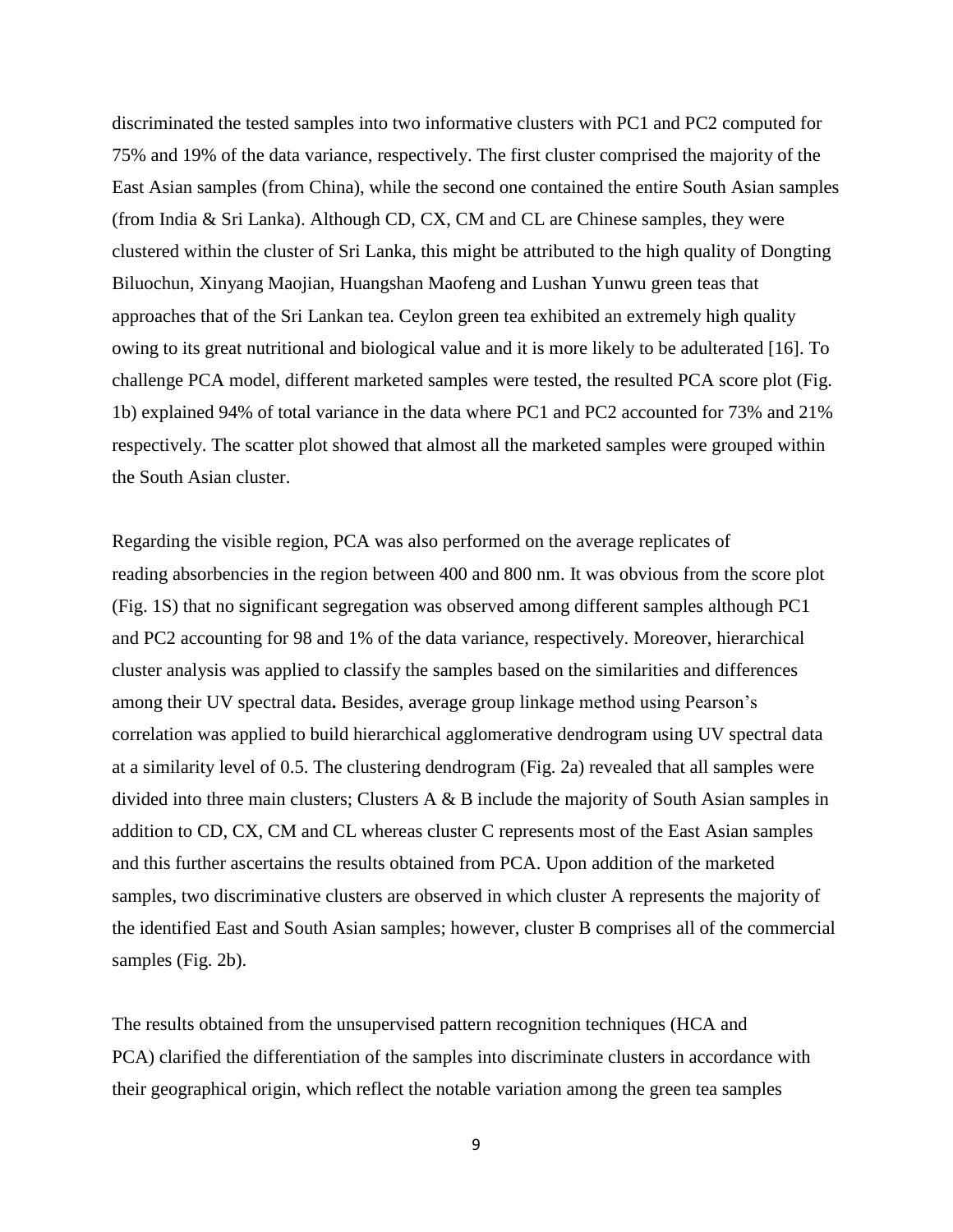discriminated the tested samples into two informative clusters with PC1 and PC2 computed for 75% and 19% of the data variance, respectively. The first cluster comprised the majority of the East Asian samples (from China), while the second one contained the entire South Asian samples (from India & Sri Lanka). Although CD, CX, CM and CL are Chinese samples, they were clustered within the cluster of Sri Lanka, this might be attributed to the high quality of Dongting Biluochun, Xinyang Maojian, Huangshan Maofeng and Lushan Yunwu green teas that approaches that of the Sri Lankan tea. Ceylon green tea exhibited an extremely high quality owing to its great nutritional and biological value and it is more likely to be adulterated [16]. To challenge PCA model, different marketed samples were tested, the resulted PCA score plot (Fig. 1b) explained 94% of total variance in the data where PC1 and PC2 accounted for 73% and 21% respectively. The scatter plot showed that almost all the marketed samples were grouped within the South Asian cluster.

Regarding the visible region, PCA was also performed on the average replicates of reading absorbencies in the region between 400 and 800 nm. It was obvious from the score plot (Fig. 1S) that no significant segregation was observed among different samples although PC1 and PC2 accounting for 98 and 1% of the data variance, respectively. Moreover, hierarchical cluster analysis was applied to classify the samples based on the similarities and differences among their UV spectral data**.** Besides, average group linkage method using Pearson's correlation was applied to build hierarchical agglomerative dendrogram using UV spectral data at a similarity level of 0.5. The clustering dendrogram (Fig. 2a) revealed that all samples were divided into three main clusters; Clusters A & B include the majority of South Asian samples in addition to CD, CX, CM and CL whereas cluster C represents most of the East Asian samples and this further ascertains the results obtained from PCA. Upon addition of the marketed samples, two discriminative clusters are observed in which cluster A represents the majority of the identified East and South Asian samples; however, cluster B comprises all of the commercial samples (Fig. 2b).

The results obtained from the unsupervised pattern recognition techniques (HCA and PCA) clarified the differentiation of the samples into discriminate clusters in accordance with their geographical origin, which reflect the notable variation among the green tea samples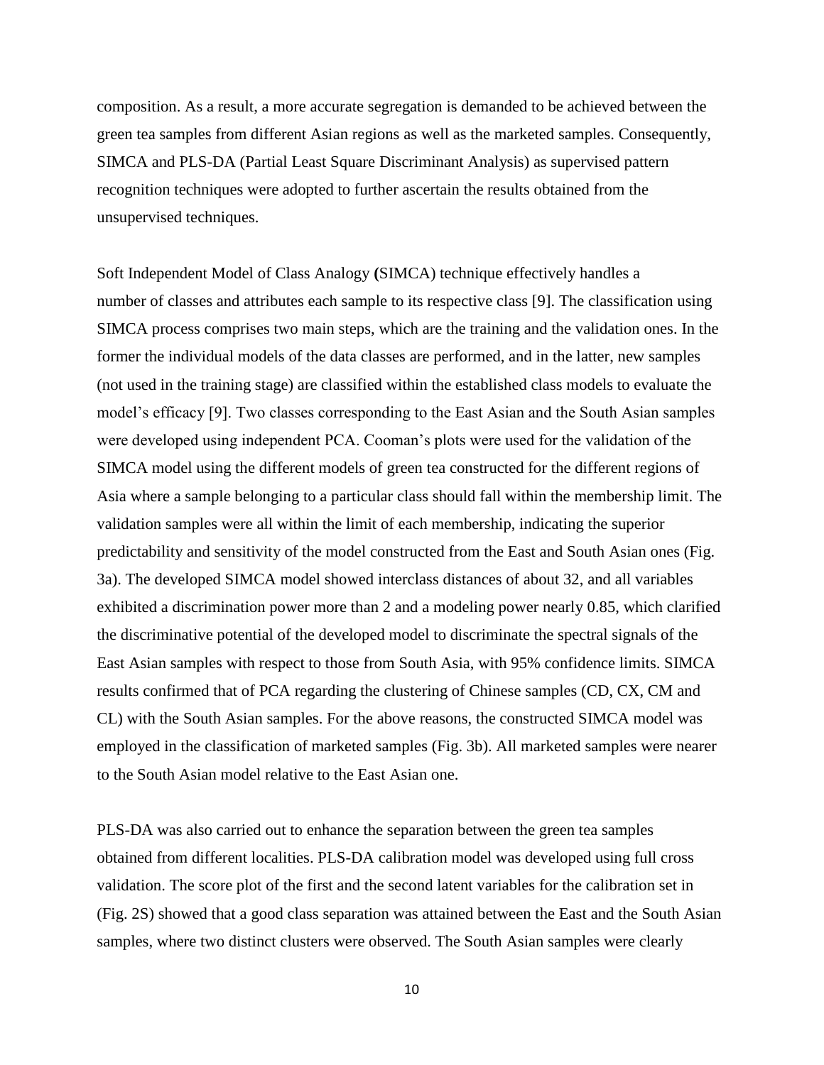composition. As a result, a more accurate segregation is demanded to be achieved between the green tea samples from different Asian regions as well as the marketed samples. Consequently, SIMCA and PLS-DA (Partial Least Square Discriminant Analysis) as supervised pattern recognition techniques were adopted to further ascertain the results obtained from the unsupervised techniques.

Soft Independent Model of Class Analogy **(**SIMCA) technique effectively handles a number of classes and attributes each sample to its respective class [9]. The classification using SIMCA process comprises two main steps, which are the training and the validation ones. In the former the individual models of the data classes are performed, and in the latter, new samples (not used in the training stage) are classified within the established class models to evaluate the model's efficacy [9]. Two classes corresponding to the East Asian and the South Asian samples were developed using independent PCA. Cooman's plots were used for the validation of the SIMCA model using the different models of green tea constructed for the different regions of Asia where a sample belonging to a particular class should fall within the membership limit. The validation samples were all within the limit of each membership, indicating the superior predictability and sensitivity of the model constructed from the East and South Asian ones (Fig. 3a). The developed SIMCA model showed interclass distances of about 32, and all variables exhibited a discrimination power more than 2 and a modeling power nearly 0.85, which clarified the discriminative potential of the developed model to discriminate the spectral signals of the East Asian samples with respect to those from South Asia, with 95% confidence limits. SIMCA results confirmed that of PCA regarding the clustering of Chinese samples (CD, CX, CM and CL) with the South Asian samples. For the above reasons, the constructed SIMCA model was employed in the classification of marketed samples (Fig. 3b). All marketed samples were nearer to the South Asian model relative to the East Asian one.

PLS-DA was also carried out to enhance the separation between the green tea samples obtained from different localities. PLS-DA calibration model was developed using full cross validation. The score plot of the first and the second latent variables for the calibration set in (Fig. 2S) showed that a good class separation was attained between the East and the South Asian samples, where two distinct clusters were observed. The South Asian samples were clearly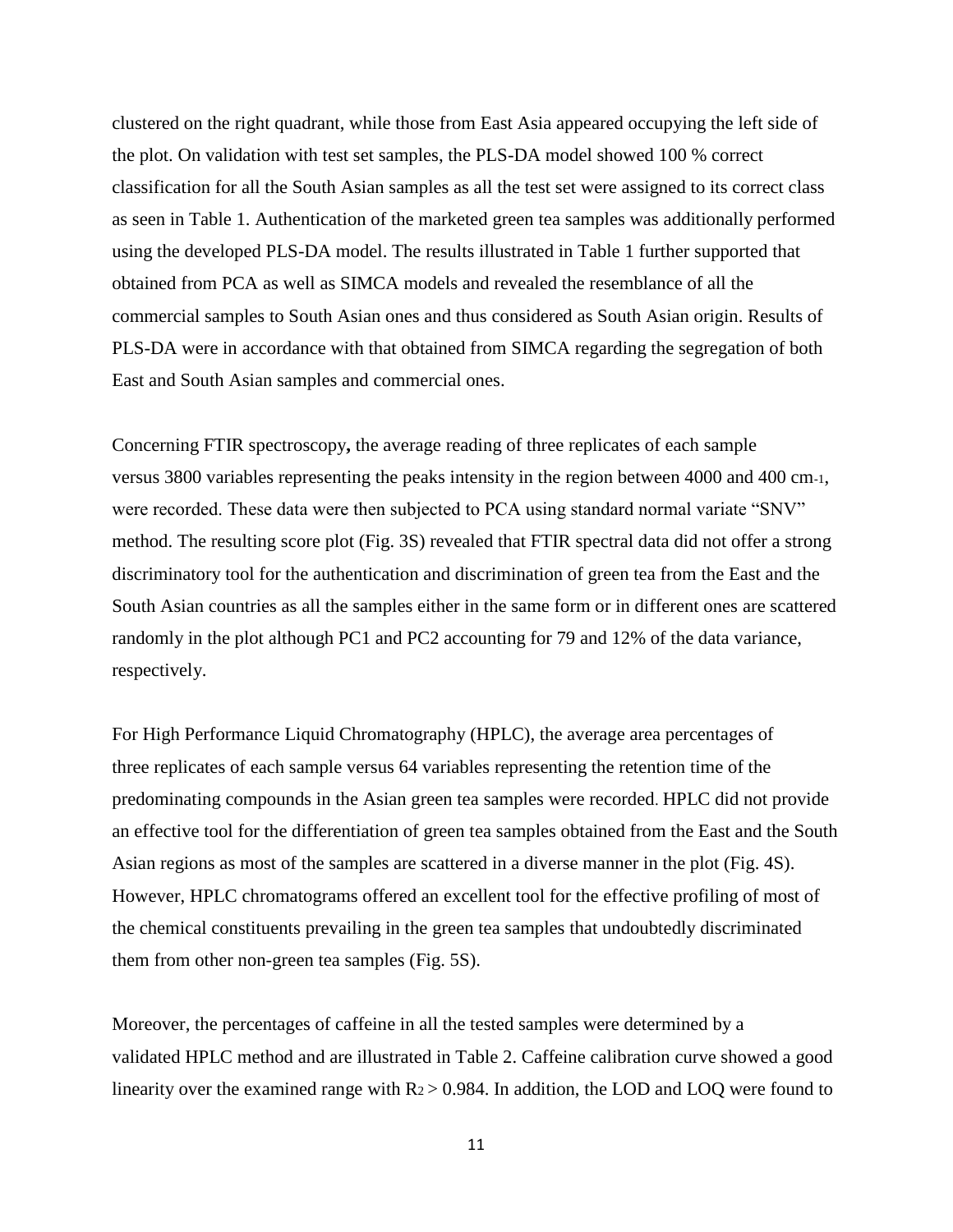clustered on the right quadrant, while those from East Asia appeared occupying the left side of the plot. On validation with test set samples, the PLS-DA model showed 100 % correct classification for all the South Asian samples as all the test set were assigned to its correct class as seen in Table 1. Authentication of the marketed green tea samples was additionally performed using the developed PLS-DA model. The results illustrated in Table 1 further supported that obtained from PCA as well as SIMCA models and revealed the resemblance of all the commercial samples to South Asian ones and thus considered as South Asian origin. Results of PLS-DA were in accordance with that obtained from SIMCA regarding the segregation of both East and South Asian samples and commercial ones.

Concerning FTIR spectroscopy**,** the average reading of three replicates of each sample versus 3800 variables representing the peaks intensity in the region between 4000 and 400 $cm^{-1}$, were recorded. These data were then subjected to PCA using standard normal variate "SNV" method. The resulting score plot (Fig. 3S) revealed that FTIR spectral data did not offer a strong discriminatory tool for the authentication and discrimination of green tea from the East and the South Asian countries as all the samples either in the same form or in different ones are scattered randomly in the plot although PC1 and PC2 accounting for 79 and 12% of the data variance, respectively.

For High Performance Liquid Chromatography (HPLC), the average area percentages of three replicates of each sample versus 64 variables representing the retention time of the predominating compounds in the Asian green tea samples were recorded. HPLC did not provide an effective tool for the differentiation of green tea samples obtained from the East and the South Asian regions as most of the samples are scattered in a diverse manner in the plot (Fig. 4S). However, HPLC chromatograms offered an excellent tool for the effective profiling of most of the chemical constituents prevailing in the green tea samples that undoubtedly discriminated them from other non-green tea samples (Fig. 5S).

Moreover, the percentages of caffeine in all the tested samples were determined by a validated HPLC method and are illustrated in Table 2. Caffeine calibration curve showed a good linearity over the examined range with $R^2 > 0.984$. In addition, the LOD and LOQ were found to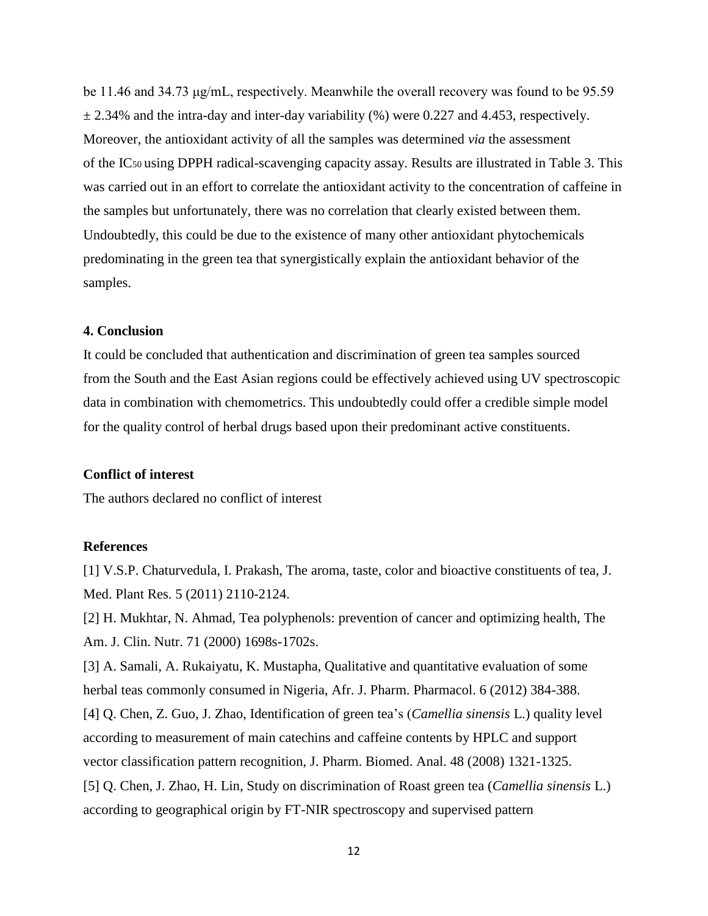be 11.46 and 34.73 μg/mL, respectively. Meanwhile the overall recovery was found to be 95.59 ± 2.34% and the intra-day and inter-day variability (%) were 0.227 and 4.453, respectively. Moreover, the antioxidant activity of all the samples was determined *via* the assessment of the $IC_{50}$ using DPPH radical-scavenging capacity assay. Results are illustrated in Table 3. This was carried out in an effort to correlate the antioxidant activity to the concentration of caffeine in the samples but unfortunately, there was no correlation that clearly existed between them. Undoubtedly, this could be due to the existence of many other antioxidant phytochemicals predominating in the green tea that synergistically explain the antioxidant behavior of the samples.

## 4. Conclusion

It could be concluded that authentication and discrimination of green tea samples sourced from the South and the East Asian regions could be effectively achieved using UV spectroscopic data in combination with chemometrics. This undoubtedly could offer a credible simple model for the quality control of herbal drugs based upon their predominant active constituents.

## Conflict of interest

The authors declared no conflict of interest

## References

[1] V.S.P. Chaturvedula, I. Prakash, The aroma, taste, color and bioactive constituents of tea, J. Med. Plant Res. 5 (2011) 2110-2124.

[2] H. Mukhtar, N. Ahmad, Tea polyphenols: prevention of cancer and optimizing health, The Am. J. Clin. Nutr. 71 (2000) 1698s-1702s.

[3] A. Samali, A. Rukaiyatu, K. Mustapha, Qualitative and quantitative evaluation of some herbal teas commonly consumed in Nigeria, Afr. J. Pharm. Pharmacol. 6 (2012) 384-388.

[4] Q. Chen, Z. Guo, J. Zhao, Identification of green tea's (*Camellia sinensis* L.) quality level according to measurement of main catechins and caffeine contents by HPLC and support vector classification pattern recognition, J. Pharm. Biomed. Anal. 48 (2008) 1321-1325.

[5] Q. Chen, J. Zhao, H. Lin, Study on discrimination of Roast green tea (*Camellia sinensis* L.) according to geographical origin by FT-NIR spectroscopy and supervised pattern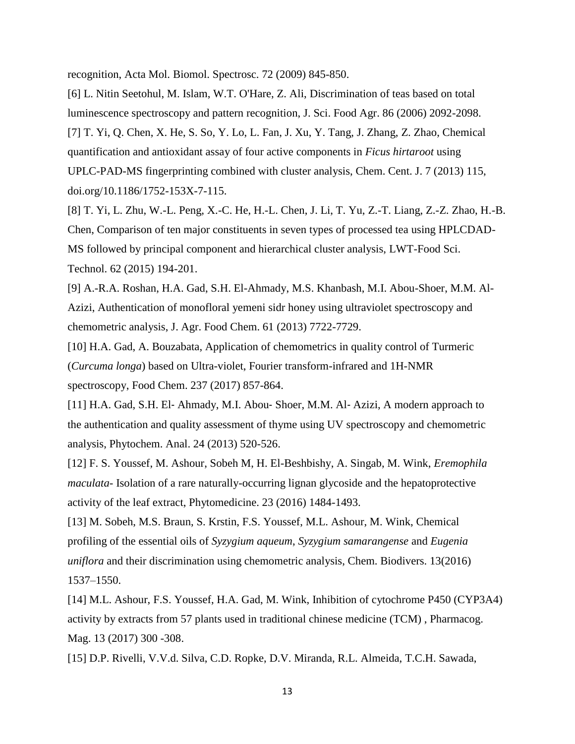recognition, Acta Mol. Biomol. Spectrosc. 72 (2009) 845-850.

[6] L. Nitin Seetohul, M. Islam, W.T. O'Hare, Z. Ali, Discrimination of teas based on total luminescence spectroscopy and pattern recognition, J. Sci. Food Agr. 86 (2006) 2092-2098.

[7] T. Yi, Q. Chen, X. He, S. So, Y. Lo, L. Fan, J. Xu, Y. Tang, J. Zhang, Z. Zhao, Chemical quantification and antioxidant assay of four active components in *Ficus hirtaroot* using UPLC-PAD-MS fingerprinting combined with cluster analysis, Chem. Cent. J. 7 (2013) 115, doi.org/10.1186/1752-153X-7-115.

[8] T. Yi, L. Zhu, W.-L. Peng, X.-C. He, H.-L. Chen, J. Li, T. Yu, Z.-T. Liang, Z.-Z. Zhao, H.-B. Chen, Comparison of ten major constituents in seven types of processed tea using HPLCDAD-MS followed by principal component and hierarchical cluster analysis, LWT-Food Sci. Technol. 62 (2015) 194-201.

[9] A.-R.A. Roshan, H.A. Gad, S.H. El-Ahmady, M.S. Khanbash, M.I. Abou-Shoer, M.M. Al-Azizi, Authentication of monofloral yemeni sidr honey using ultraviolet spectroscopy and chemometric analysis, J. Agr. Food Chem. 61 (2013) 7722-7729.

[10] H.A. Gad, A. Bouzabata, Application of chemometrics in quality control of Turmeric (*Curcuma longa*) based on Ultra-violet, Fourier transform-infrared and 1H-NMR spectroscopy, Food Chem. 237 (2017) 857-864.

[11] H.A. Gad, S.H. El- Ahmady, M.I. Abou- Shoer, M.M. Al- Azizi, A modern approach to the authentication and quality assessment of thyme using UV spectroscopy and chemometric analysis, Phytochem. Anal. 24 (2013) 520-526.

[12] F. S. Youssef, M. Ashour, Sobeh M, H. El-Beshbishy, A. Singab, M. Wink, *Eremophila maculata*- Isolation of a rare naturally-occurring lignan glycoside and the hepatoprotective activity of the leaf extract, Phytomedicine. 23 (2016) 1484-1493.

[13] M. Sobeh, M.S. Braun, S. Krstin, F.S. Youssef, M.L. Ashour, M. Wink, Chemical profiling of the essential oils of *Syzygium aqueum*, *Syzygium samarangense* and *Eugenia uniflora* and their discrimination using chemometric analysis, Chem. Biodivers. 13(2016) 1537–1550.

[14] M.L. Ashour, F.S. Youssef, H.A. Gad, M. Wink, Inhibition of cytochrome P450 (CYP3A4) activity by extracts from 57 plants used in traditional chinese medicine (TCM) , Pharmacog. Mag. 13 (2017) 300 -308.

[15] D.P. Rivelli, V.V.d. Silva, C.D. Ropke, D.V. Miranda, R.L. Almeida, T.C.H. Sawada,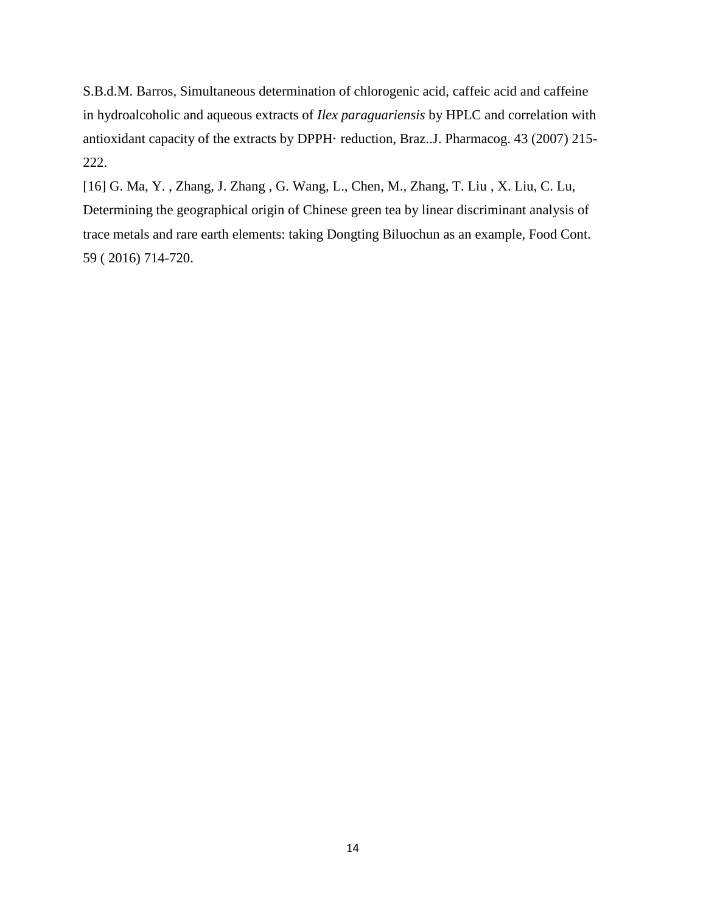S.B.d.M. Barros, Simultaneous determination of chlorogenic acid, caffeic acid and caffeine in hydroalcoholic and aqueous extracts of *Ilex paraguariensis* by HPLC and correlation with antioxidant capacity of the extracts by DPPH· reduction, Braz..J. Pharmacog. 43 (2007) 215-222.

[16] G. Ma, Y. , Zhang, J. Zhang , G. Wang, L., Chen, M., Zhang, T. Liu , X. Liu, C. Lu, Determining the geographical origin of Chinese green tea by linear discriminant analysis of trace metals and rare earth elements: taking Dongting Biluochun as an example, Food Cont. 59 ( 2016) 714-720.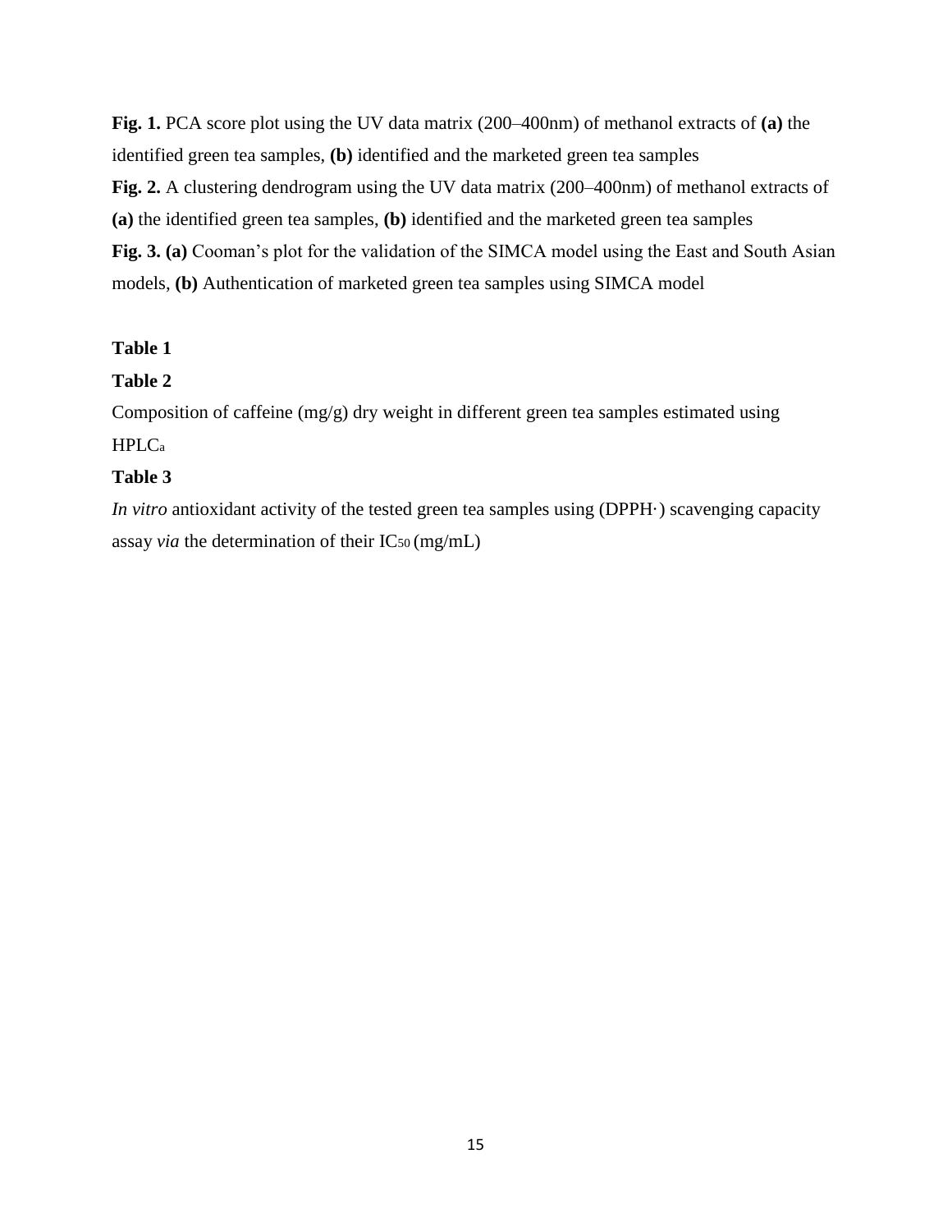**Fig. 1.** PCA score plot using the UV data matrix (200–400nm) of methanol extracts of **(a)** the identified green tea samples, **(b)** identified and the marketed green tea samples

**Fig. 2.** A clustering dendrogram using the UV data matrix (200–400nm) of methanol extracts of **(a)** the identified green tea samples, **(b)** identified and the marketed green tea samples

**Fig. 3. (a)** Cooman's plot for the validation of the SIMCA model using the East and South Asian models, **(b)** Authentication of marketed green tea samples using SIMCA model

**Table 1**

**Table 2**

Composition of caffeine (mg/g) dry weight in different green tea samples estimated using HPLC[a]

**Table 3**

*In vitro* antioxidant activity of the tested green tea samples using (DPPH·) scavenging capacity assay *via* the determination of their $IC_{50}$ (mg/mL)